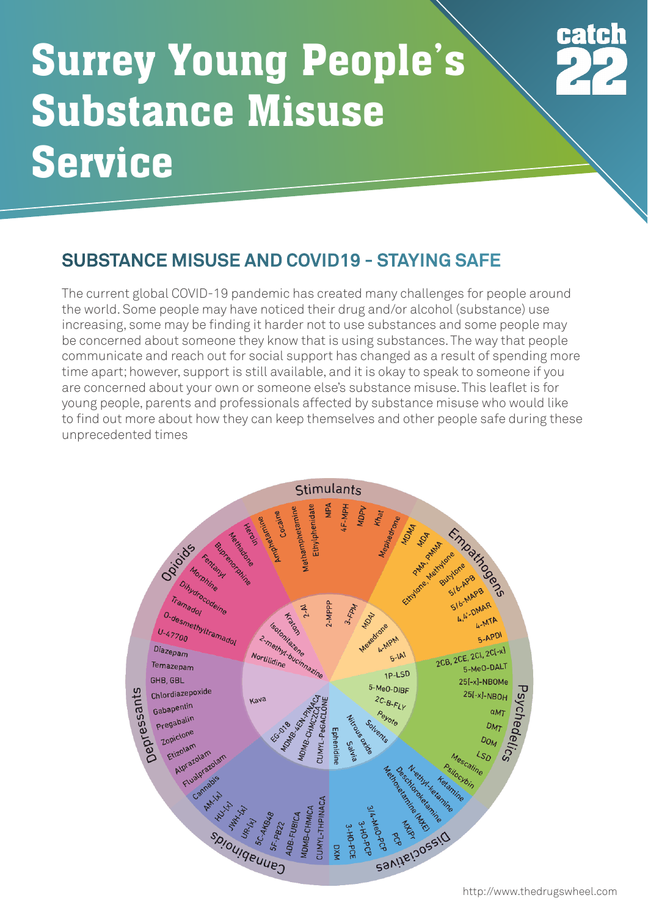# Surrey Young People's Substance Misuse Service

catch 22

## SUBSTANCE MISUSE AND COVID19 – STAYING SAFE

The current global COVID-19 pandemic has created many challenges for people around the world. Some people may have noticed their drug and/or alcohol (substance) use increasing, some may be finding it harder not to use substances and some people may be concerned about someone they know that is using substances. The way that people communicate and reach out for social support has changed as a result of spending more time apart; however, support is still available, and it is okay to speak to someone if you are concerned about your own or someone else's substance misuse. This leaflet is for young people, parents and professionals affected by substance misuse who would like to find out more about how they can keep themselves and other people safe during these unprecedented times

**Stimulants:** Amphetamine, Cocaine, Methamphetamine, Ethylphenidate, MPA, 4F-MPH, MDPV, Khat, Mephedrone; 2-AI, 2-MPPP, 3-FPM

**Empathogens:** MDMA, MDA, PMA, PMMA, Ethylone, Methylone, Butylone, 5/6-APB, 5/6-MAPB, 4,4'-DMAR, 4-MTA, 5-APDI; MDAI, Mexedrone, 4-MPM, 5-IAI

**Psychedelics:** 2CB, 2CE, 2CI, 2C[-x], 5-MeO-DALT, 25[-x]-NBOMe, 25[-x]-NBOH, αMT, DMT, DOM, LSD, Mescaline, Psilocybin; 1P-LSD, 5-MeO-DIBF, 2C-B-FLY, Peyote

**Dissociatives:** Ketamine, N-ethyl-ketamine, Deschloroketamine, Methoxetamine (MXE), MXP, PCP, 3/4-MeO-PCP, 3-HO-PCP, 3-HO-PCE, DXM; Solvents, Nitrous oxide, Salvia, Ephenidine

**Cannabinoids:** Cannabis, AM-[x], HU-[x], JWH-[x], UR-[x], 5C-AKB48, 5F-PB22, ADB-FUBICA, MDMB-CHMICA, CUMYL-THPINACA; EG-018, MDMB-4EN-PINACA, MDMB-CHMCZCA, CUMYL-PeGACLONE

**Depressants:** Diazepam, Temazepam, GHB, GBL, Chlordiazepoxide, Gabapentin, Pregabalin, Zopiclone, Etizolam, Alprazolam, Flualprazolam; Kava

**Opioids:** Heroin, Methadone, Buprenorphine, Fentanyl, Morphine, Dihydrocodeine, Tramadol, O-desmethyltramadol, U-47700; Kratom, Isotonitazene, 2-methyl-bucinnazine, Nortilidine

http://www.thedrugswheel.com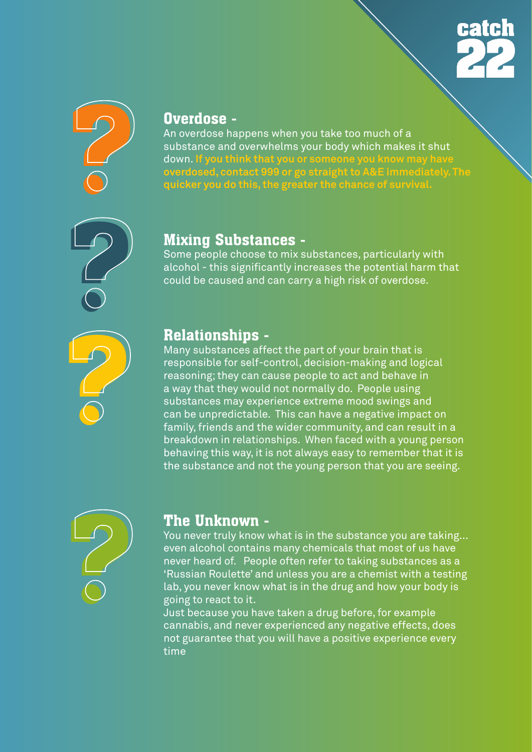## Overdose -

An overdose happens when you take too much of a substance and overwhelms your body which makes it shut down. **If you think that you or someone you know may have overdosed, contact 999 or go straight to A&E immediately. The quicker you do this, the greater the chance of survival.**

## Mixing Substances -

Some people choose to mix substances, particularly with alcohol - this significantly increases the potential harm that could be caused and can carry a high risk of overdose.

## Relationships -

Many substances affect the part of your brain that is responsible for self-control, decision-making and logical reasoning; they can cause people to act and behave in a way that they would not normally do. People using substances may experience extreme mood swings and can be unpredictable. This can have a negative impact on family, friends and the wider community, and can result in a breakdown in relationships. When faced with a young person behaving this way, it is not always easy to remember that it is the substance and not the young person that you are seeing.

## The Unknown -

You never truly know what is in the substance you are taking… even alcohol contains many chemicals that most of us have never heard of. People often refer to taking substances as a 'Russian Roulette' and unless you are a chemist with a testing lab, you never know what is in the drug and how your body is going to react to it.

Just because you have taken a drug before, for example cannabis, and never experienced any negative effects, does not guarantee that you will have a positive experience every time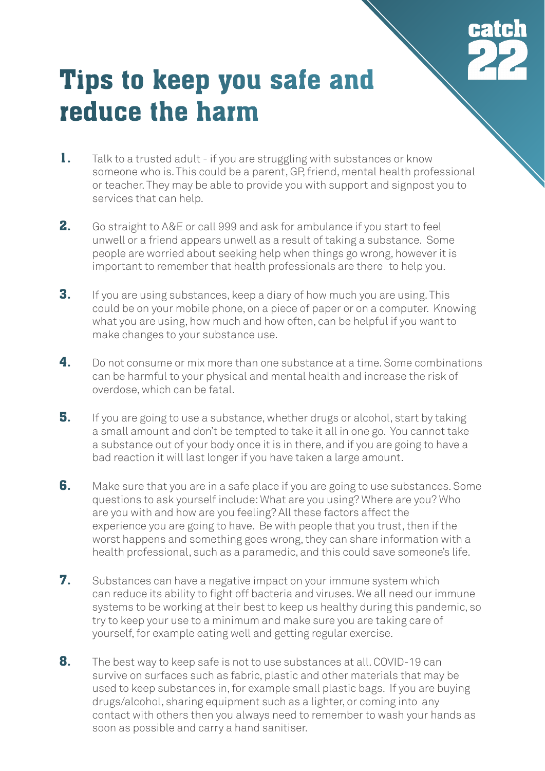# Tips to keep you safe and reduce the harm

1. Talk to a trusted adult - if you are struggling with substances or know someone who is. This could be a parent, GP, friend, mental health professional or teacher. They may be able to provide you with support and signpost you to services that can help.

2. Go straight to A&E or call 999 and ask for ambulance if you start to feel unwell or a friend appears unwell as a result of taking a substance. Some people are worried about seeking help when things go wrong, however it is important to remember that health professionals are there to help you.

3. If you are using substances, keep a diary of how much you are using. This could be on your mobile phone, on a piece of paper or on a computer. Knowing what you are using, how much and how often, can be helpful if you want to make changes to your substance use.

4. Do not consume or mix more than one substance at a time. Some combinations can be harmful to your physical and mental health and increase the risk of overdose, which can be fatal.

5. If you are going to use a substance, whether drugs or alcohol, start by taking a small amount and don't be tempted to take it all in one go. You cannot take a substance out of your body once it is in there, and if you are going to have a bad reaction it will last longer if you have taken a large amount.

6. Make sure that you are in a safe place if you are going to use substances. Some questions to ask yourself include: What are you using? Where are you? Who are you with and how are you feeling? All these factors affect the experience you are going to have. Be with people that you trust, then if the worst happens and something goes wrong, they can share information with a health professional, such as a paramedic, and this could save someone's life.

7. Substances can have a negative impact on your immune system which can reduce its ability to fight off bacteria and viruses. We all need our immune systems to be working at their best to keep us healthy during this pandemic, so try to keep your use to a minimum and make sure you are taking care of yourself, for example eating well and getting regular exercise.

8. The best way to keep safe is not to use substances at all. COVID-19 can survive on surfaces such as fabric, plastic and other materials that may be used to keep substances in, for example small plastic bags. If you are buying drugs/alcohol, sharing equipment such as a lighter, or coming into any contact with others then you always need to remember to wash your hands as soon as possible and carry a hand sanitiser.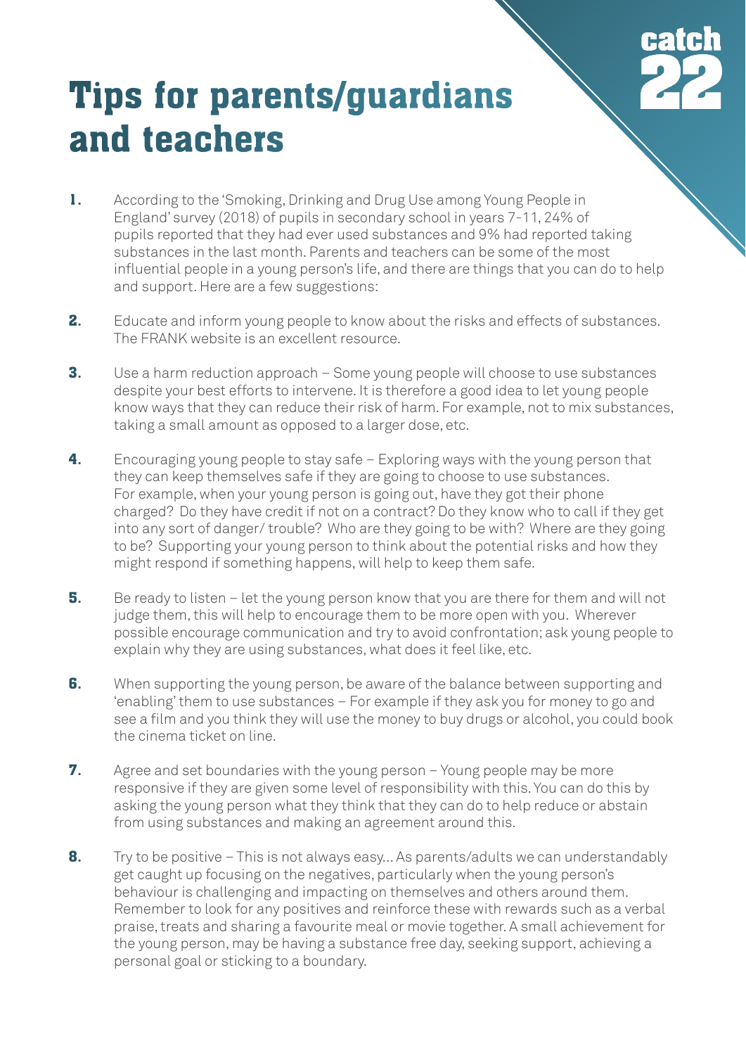# Tips for parents/guardians and teachers

1. According to the 'Smoking, Drinking and Drug Use among Young People in England' survey (2018) of pupils in secondary school in years 7-11, 24% of pupils reported that they had ever used substances and 9% had reported taking substances in the last month. Parents and teachers can be some of the most influential people in a young person's life, and there are things that you can do to help and support. Here are a few suggestions:

2. Educate and inform young people to know about the risks and effects of substances. The FRANK website is an excellent resource.

3. Use a harm reduction approach – Some young people will choose to use substances despite your best efforts to intervene. It is therefore a good idea to let young people know ways that they can reduce their risk of harm. For example, not to mix substances, taking a small amount as opposed to a larger dose, etc.

4. Encouraging young people to stay safe – Exploring ways with the young person that they can keep themselves safe if they are going to choose to use substances. For example, when your young person is going out, have they got their phone charged? Do they have credit if not on a contract? Do they know who to call if they get into any sort of danger/ trouble? Who are they going to be with? Where are they going to be? Supporting your young person to think about the potential risks and how they might respond if something happens, will help to keep them safe.

5. Be ready to listen – let the young person know that you are there for them and will not judge them, this will help to encourage them to be more open with you. Wherever possible encourage communication and try to avoid confrontation; ask young people to explain why they are using substances, what does it feel like, etc.

6. When supporting the young person, be aware of the balance between supporting and 'enabling' them to use substances – For example if they ask you for money to go and see a film and you think they will use the money to buy drugs or alcohol, you could book the cinema ticket on line.

7. Agree and set boundaries with the young person – Young people may be more responsive if they are given some level of responsibility with this. You can do this by asking the young person what they think that they can do to help reduce or abstain from using substances and making an agreement around this.

8. Try to be positive – This is not always easy... As parents/adults we can understandably get caught up focusing on the negatives, particularly when the young person's behaviour is challenging and impacting on themselves and others around them. Remember to look for any positives and reinforce these with rewards such as a verbal praise, treats and sharing a favourite meal or movie together. A small achievement for the young person, may be having a substance free day, seeking support, achieving a personal goal or sticking to a boundary.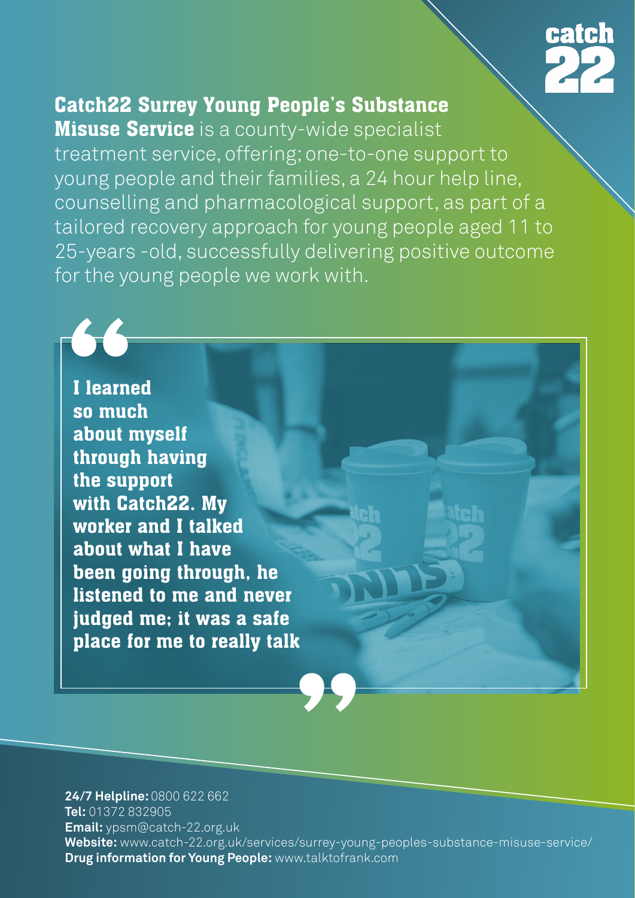**Catch22 Surrey Young People's Substance Misuse Service** is a county-wide specialist treatment service, offering; one-to-one support to young people and their families, a 24 hour help line, counselling and pharmacological support, as part of a tailored recovery approach for young people aged 11 to 25-years -old, successfully delivering positive outcome for the young people we work with.

> **"I learned so much about myself through having the support with Catch22. My worker and I talked about what I have been going through, he listened to me and never judged me; it was a safe place for me to really talk"**

**24/7 Helpline:** 0800 622 662
**Tel:** 01372 832905
**Email:** ypsm@catch-22.org.uk
**Website:** www.catch-22.org.uk/services/surrey-young-peoples-substance-misuse-service/
**Drug information for Young People:** www.talktofrank.com